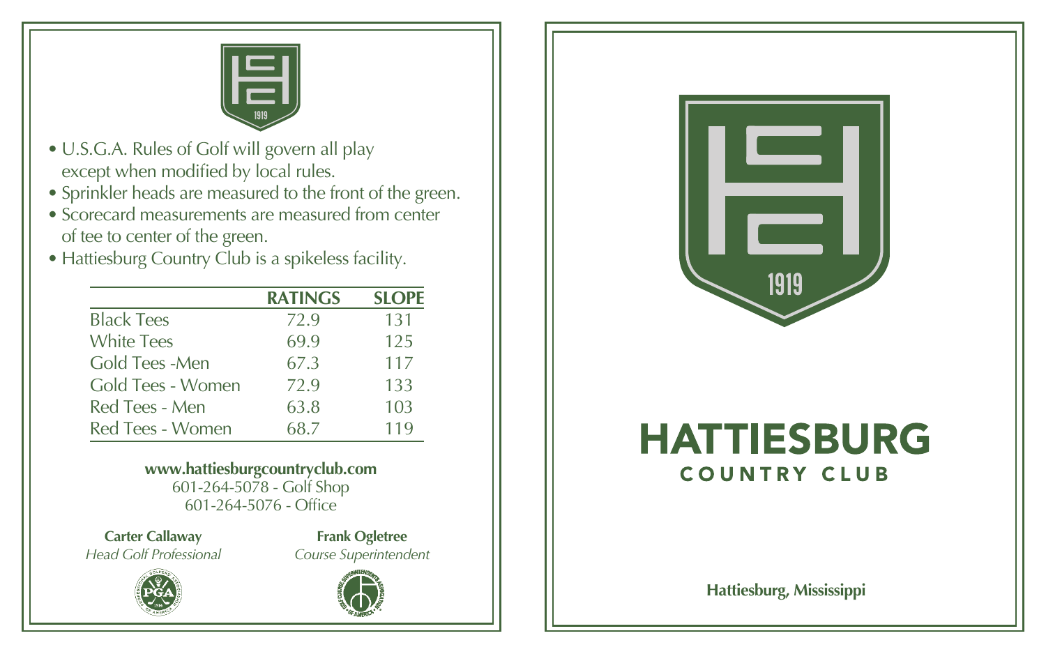- U.S.G.A. Rules of Golf will govern all play except when modified by local rules.
- Sprinkler heads are measured to the front of the green.
- Scorecard measurements are measured from center of tee to center of the green.
- Hattiesburg Country Club is a spikeless facility.

| | RATINGS | SLOPE |
|---|---|---|
| Black Tees | 72.9 | 131 |
| White Tees | 69.9 | 125 |
| Gold Tees -Men | 67.3 | 117 |
| Gold Tees - Women | 72.9 | 133 |
| Red Tees - Men | 63.8 | 103 |
| Red Tees - Women | 68.7 | 119 |

**www.hattiesburgcountryclub.com**
601-264-5078 - Golf Shop
601-264-5076 - Office

**Carter Callaway**
*Head Golf Professional*

**Frank Ogletree**
*Course Superintendent*

1919

# HATTIESBURG
## COUNTRY CLUB

**Hattiesburg, Mississippi**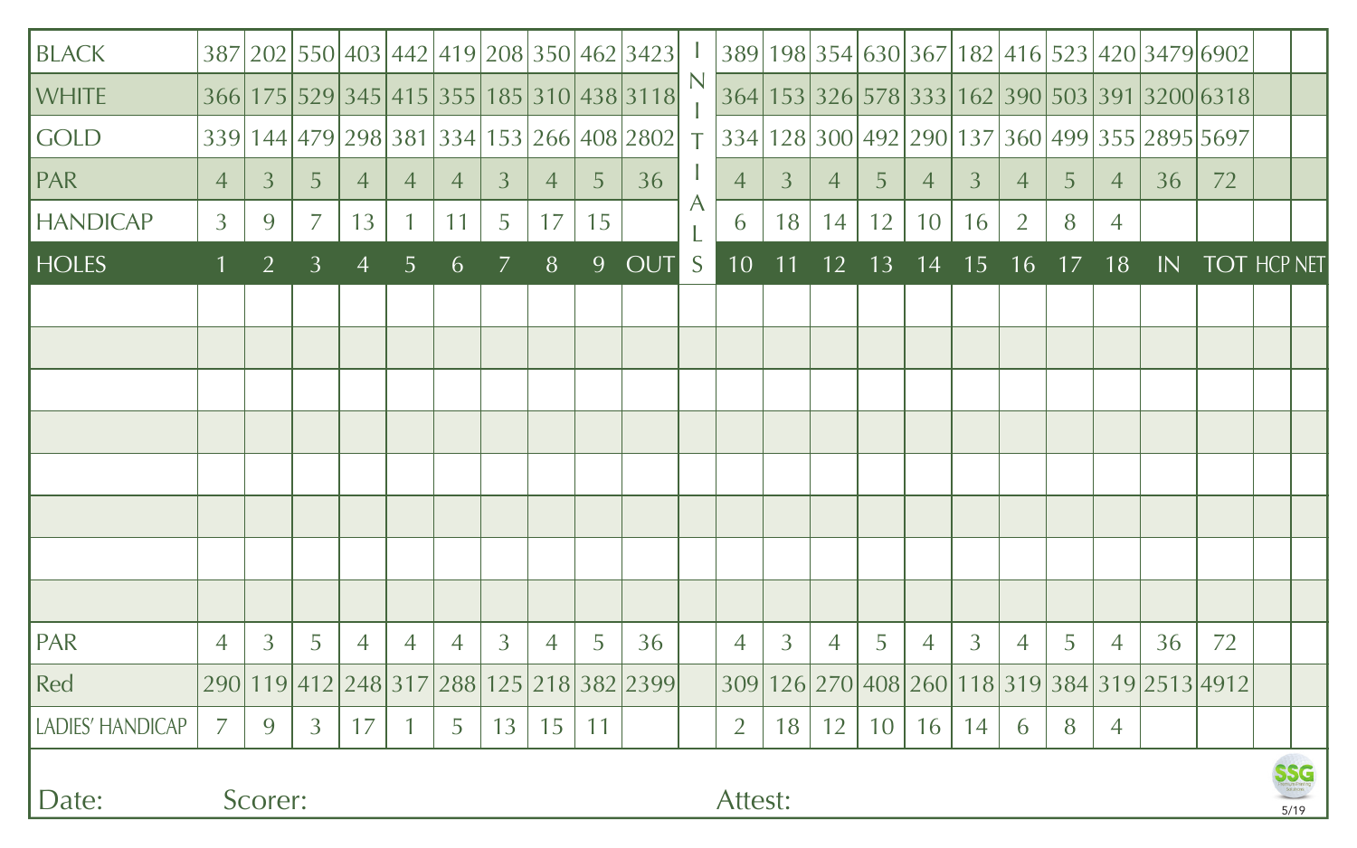| | | | | | | | | | | | | | | | | | | | | | | | | |
|---|---|---|---|---|---|---|---|---|---|---|---|---|---|---|---|---|---|---|---|---|---|---|---|---|
| BLACK | 387 | 202 | 550 | 403 | 442 | 419 | 208 | 350 | 462 | 3423 | INITIALS | 389 | 198 | 354 | 630 | 367 | 182 | 416 | 523 | 420 | 3479 | 6902 | | |
| WHITE | 366 | 175 | 529 | 345 | 415 | 355 | 185 | 310 | 438 | 3118 | | 364 | 153 | 326 | 578 | 333 | 162 | 390 | 503 | 391 | 3200 | 6318 | | |
| GOLD | 339 | 144 | 479 | 298 | 381 | 334 | 153 | 266 | 408 | 2802 | | 334 | 128 | 300 | 492 | 290 | 137 | 360 | 499 | 355 | 2895 | 5697 | | |
| PAR | 4 | 3 | 5 | 4 | 4 | 4 | 3 | 4 | 5 | 36 | | 4 | 3 | 4 | 5 | 4 | 3 | 4 | 5 | 4 | 36 | 72 | | |
| HANDICAP | 3 | 9 | 7 | 13 | 1 | 11 | 5 | 17 | 15 | | | 6 | 18 | 14 | 12 | 10 | 16 | 2 | 8 | 4 | | | | |
| HOLES | 1 | 2 | 3 | 4 | 5 | 6 | 7 | 8 | 9 | OUT | | 10 | 11 | 12 | 13 | 14 | 15 | 16 | 17 | 18 | IN | TOT | HCP | NET |
| | | | | | | | | | | | | | | | | | | | | | | | | |
| | | | | | | | | | | | | | | | | | | | | | | | | |
| | | | | | | | | | | | | | | | | | | | | | | | | |
| | | | | | | | | | | | | | | | | | | | | | | | | |
| | | | | | | | | | | | | | | | | | | | | | | | | |
| | | | | | | | | | | | | | | | | | | | | | | | | |
| | | | | | | | | | | | | | | | | | | | | | | | | |
| | | | | | | | | | | | | | | | | | | | | | | | | |
| PAR | 4 | 3 | 5 | 4 | 4 | 4 | 3 | 4 | 5 | 36 | | 4 | 3 | 4 | 5 | 4 | 3 | 4 | 5 | 4 | 36 | 72 | | |
| Red | 290 | 119 | 412 | 248 | 317 | 288 | 125 | 218 | 382 | 2399 | | 309 | 126 | 270 | 408 | 260 | 118 | 319 | 384 | 319 | 2513 | 4912 | | |
| LADIES' HANDICAP | 7 | 9 | 3 | 17 | 1 | 5 | 13 | 15 | 11 | | | 2 | 18 | 12 | 10 | 16 | 14 | 6 | 8 | 4 | | | | |

Date: Scorer: Attest:

SSG

5/19